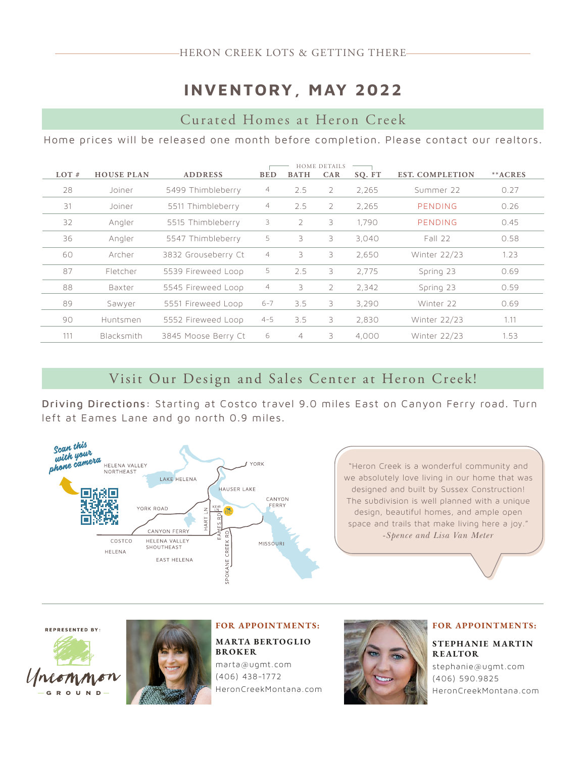HERON CREEK LOTS & GETTING THERE

# INVENTORY, MAY 2022

## Curated Homes at Heron Creek

Home prices will be released one month before completion. Please contact our realtors.

| LOT # | HOUSE PLAN | ADDRESS | BED | BATH | CAR | SQ. FT | EST. COMPLETION | **ACRES |
|---|---|---|---|---|---|---|---|---|
| | | | HOME DETAILS | | | | | |
| 28 | Joiner | 5499 Thimbleberry | 4 | 2.5 | 2 | 2,265 | Summer 22 | 0.27 |
| 31 | Joiner | 5511 Thimbleberry | 4 | 2.5 | 2 | 2,265 | PENDING | 0.26 |
| 32 | Angler | 5515 Thimbleberry | 3 | 2 | 3 | 1,790 | PENDING | 0.45 |
| 36 | Angler | 5547 Thimbleberry | 5 | 3 | 3 | 3,040 | Fall 22 | 0.58 |
| 60 | Archer | 3832 Grouseberry Ct | 4 | 3 | 3 | 2,650 | Winter 22/23 | 1.23 |
| 87 | Fletcher | 5539 Fireweed Loop | 5 | 2.5 | 3 | 2,775 | Spring 23 | 0.69 |
| 88 | Baxter | 5545 Fireweed Loop | 4 | 3 | 2 | 2,342 | Spring 23 | 0.59 |
| 89 | Sawyer | 5551 Fireweed Loop | 6-7 | 3.5 | 3 | 3,290 | Winter 22 | 0.69 |
| 90 | Huntsmen | 5552 Fireweed Loop | 4-5 | 3.5 | 3 | 2,830 | Winter 22/23 | 1.11 |
| 111 | Blacksmith | 3845 Moose Berry Ct | 6 | 4 | 3 | 4,000 | Winter 22/23 | 1.53 |

## Visit Our Design and Sales Center at Heron Creek!

**Driving Directions**: Starting at Costco travel 9.0 miles East on Canyon Ferry road. Turn left at Eames Lane and go north 0.9 miles.

*Scan this with your phone camera*

"Heron Creek is a wonderful community and we absolutely love living in our home that was designed and built by Sussex Construction! The subdivision is well planned with a unique design, beautiful homes, and ample open space and trails that make living here a joy."
*-Spence and Lisa Van Meter*

REPRESENTED BY: Uncommon Ground

**FOR APPOINTMENTS:**

**MARTA BERTOGLIO**
**BROKER**
marta@ugmt.com
(406) 438-1772
HeronCreekMontana.com

**FOR APPOINTMENTS:**

**STEPHANIE MARTIN**
**REALTOR**
stephanie@ugmt.com
(406) 590.9825
HeronCreekMontana.com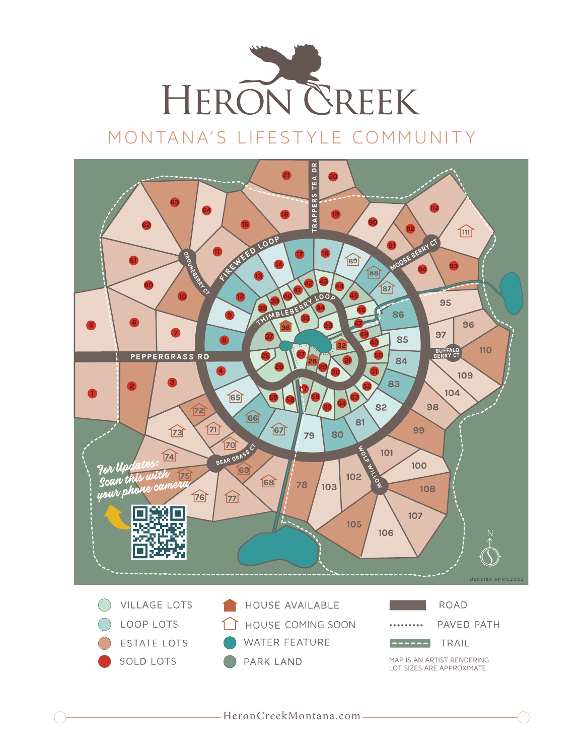# HERON CREEK

## MONTANA'S LIFESTYLE COMMUNITY

PEPPERGRASS RD

FIREWEED LOOP

THIMBLEBERRY LOOP

TRAPPERS TEA DR

GROUSEBERRY CT

MOOSE BERRY CT

BUFFALO BERRY CT

WOLF WILLOW

BEAR GRASS CT

*For Updates: Scan this with your phone camera*

Updated APRIL2022

N

| | | |
|---|---|---|
| VILLAGE LOTS | HOUSE AVAILABLE | ROAD |
| LOOP LOTS | HOUSE COMING SOON | PAVED PATH |
| ESTATE LOTS | WATER FEATURE | TRAIL |
| SOLD LOTS | PARK LAND | |

MAP IS AN ARTIST RENDERING.
LOT SIZES ARE APPROXIMATE.

HeronCreekMontana.com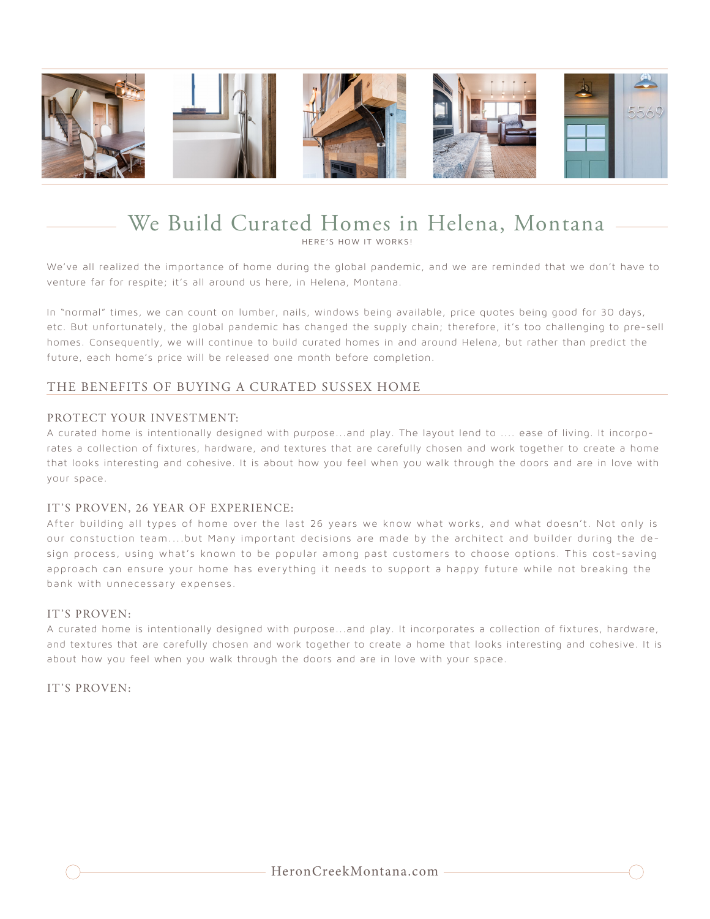# We Build Curated Homes in Helena, Montana

HERE'S HOW IT WORKS!

We've all realized the importance of home during the global pandemic, and we are reminded that we don't have to venture far for respite; it's all around us here, in Helena, Montana.

In "normal" times, we can count on lumber, nails, windows being available, price quotes being good for 30 days, etc. But unfortunately, the global pandemic has changed the supply chain; therefore, it's too challenging to pre-sell homes. Consequently, we will continue to build curated homes in and around Helena, but rather than predict the future, each home's price will be released one month before completion.

## THE BENEFITS OF BUYING A CURATED SUSSEX HOME

### PROTECT YOUR INVESTMENT:

A curated home is intentionally designed with purpose...and play. The layout lend to .... ease of living. It incorporates a collection of fixtures, hardware, and textures that are carefully chosen and work together to create a home that looks interesting and cohesive. It is about how you feel when you walk through the doors and are in love with your space.

### IT'S PROVEN, 26 YEAR OF EXPERIENCE:

After building all types of home over the last 26 years we know what works, and what doesn't. Not only is our constuction team....but Many important decisions are made by the architect and builder during the design process, using what's known to be popular among past customers to choose options. This cost-saving approach can ensure your home has everything it needs to support a happy future while not breaking the bank with unnecessary expenses.

### IT'S PROVEN:

A curated home is intentionally designed with purpose...and play. It incorporates a collection of fixtures, hardware, and textures that are carefully chosen and work together to create a home that looks interesting and cohesive. It is about how you feel when you walk through the doors and are in love with your space.

### IT'S PROVEN:

HeronCreekMontana.com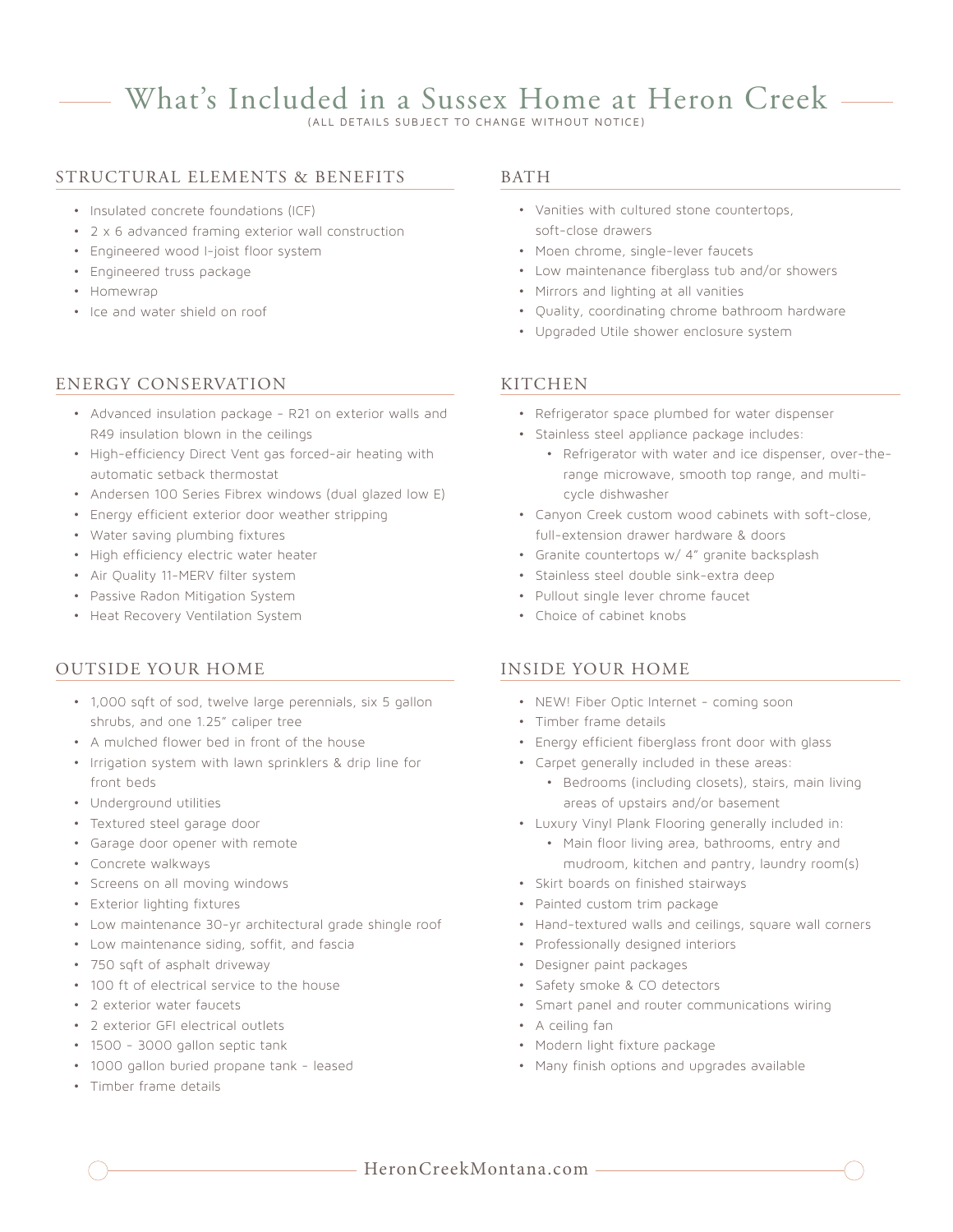# What's Included in a Sussex Home at Heron Creek

(ALL DETAILS SUBJECT TO CHANGE WITHOUT NOTICE)

## STRUCTURAL ELEMENTS & BENEFITS

- Insulated concrete foundations (ICF)
- 2 x 6 advanced framing exterior wall construction
- Engineered wood I-joist floor system
- Engineered truss package
- Homewrap
- Ice and water shield on roof

## ENERGY CONSERVATION

- Advanced insulation package - R21 on exterior walls and R49 insulation blown in the ceilings
- High-efficiency Direct Vent gas forced-air heating with automatic setback thermostat
- Andersen 100 Series Fibrex windows (dual glazed low E)
- Energy efficient exterior door weather stripping
- Water saving plumbing fixtures
- High efficiency electric water heater
- Air Quality 11-MERV filter system
- Passive Radon Mitigation System
- Heat Recovery Ventilation System

## OUTSIDE YOUR HOME

- 1,000 sqft of sod, twelve large perennials, six 5 gallon shrubs, and one 1.25" caliper tree
- A mulched flower bed in front of the house
- Irrigation system with lawn sprinklers & drip line for front beds
- Underground utilities
- Textured steel garage door
- Garage door opener with remote
- Concrete walkways
- Screens on all moving windows
- Exterior lighting fixtures
- Low maintenance 30-yr architectural grade shingle roof
- Low maintenance siding, soffit, and fascia
- 750 sqft of asphalt driveway
- 100 ft of electrical service to the house
- 2 exterior water faucets
- 2 exterior GFI electrical outlets
- 1500 - 3000 gallon septic tank
- 1000 gallon buried propane tank - leased
- Timber frame details

## BATH

- Vanities with cultured stone countertops, soft-close drawers
- Moen chrome, single-lever faucets
- Low maintenance fiberglass tub and/or showers
- Mirrors and lighting at all vanities
- Quality, coordinating chrome bathroom hardware
- Upgraded Utile shower enclosure system

## KITCHEN

- Refrigerator space plumbed for water dispenser
- Stainless steel appliance package includes:
  - Refrigerator with water and ice dispenser, over-the-range microwave, smooth top range, and multi-cycle dishwasher
- Canyon Creek custom wood cabinets with soft-close, full-extension drawer hardware & doors
- Granite countertops w/ 4" granite backsplash
- Stainless steel double sink-extra deep
- Pullout single lever chrome faucet
- Choice of cabinet knobs

## INSIDE YOUR HOME

- NEW! Fiber Optic Internet - coming soon
- Timber frame details
- Energy efficient fiberglass front door with glass
- Carpet generally included in these areas:
  - Bedrooms (including closets), stairs, main living areas of upstairs and/or basement
- Luxury Vinyl Plank Flooring generally included in:
  - Main floor living area, bathrooms, entry and mudroom, kitchen and pantry, laundry room(s)
- Skirt boards on finished stairways
- Painted custom trim package
- Hand-textured walls and ceilings, square wall corners
- Professionally designed interiors
- Designer paint packages
- Safety smoke & CO detectors
- Smart panel and router communications wiring
- A ceiling fan
- Modern light fixture package
- Many finish options and upgrades available

HeronCreekMontana.com